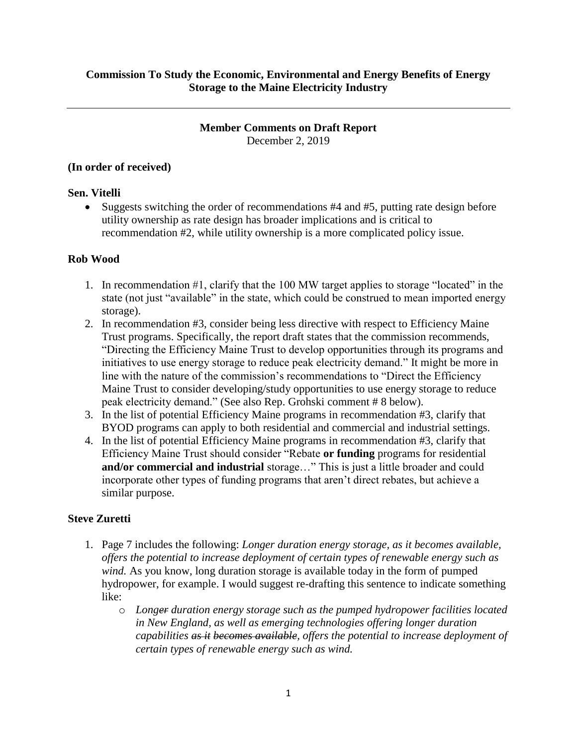**Commission To Study the Economic, Environmental and Energy Benefits of Energy Storage to the Maine Electricity Industry**

---

**Member Comments on Draft Report**
December 2, 2019

**(In order of received)**

**Sen. Vitelli**

- Suggests switching the order of recommendations #4 and #5, putting rate design before utility ownership as rate design has broader implications and is critical to recommendation #2, while utility ownership is a more complicated policy issue.

**Rob Wood**

1. In recommendation #1, clarify that the 100 MW target applies to storage "located" in the state (not just "available" in the state, which could be construed to mean imported energy storage).
2. In recommendation #3, consider being less directive with respect to Efficiency Maine Trust programs. Specifically, the report draft states that the commission recommends, "Directing the Efficiency Maine Trust to develop opportunities through its programs and initiatives to use energy storage to reduce peak electricity demand." It might be more in line with the nature of the commission's recommendations to "Direct the Efficiency Maine Trust to consider developing/study opportunities to use energy storage to reduce peak electricity demand." (See also Rep. Grohski comment # 8 below).
3. In the list of potential Efficiency Maine programs in recommendation #3, clarify that BYOD programs can apply to both residential and commercial and industrial settings.
4. In the list of potential Efficiency Maine programs in recommendation #3, clarify that Efficiency Maine Trust should consider "Rebate **or funding** programs for residential **and/or commercial and industrial** storage…" This is just a little broader and could incorporate other types of funding programs that aren't direct rebates, but achieve a similar purpose.

**Steve Zuretti**

1. Page 7 includes the following: *Longer duration energy storage, as it becomes available, offers the potential to increase deployment of certain types of renewable energy such as wind.* As you know, long duration storage is available today in the form of pumped hydropower, for example. I would suggest re-drafting this sentence to indicate something like:
    - *Long~~er~~ duration energy storage such as the pumped hydropower facilities located in New England, as well as emerging technologies offering longer duration capabilities ~~as it becomes available~~, offers the potential to increase deployment of certain types of renewable energy such as wind.*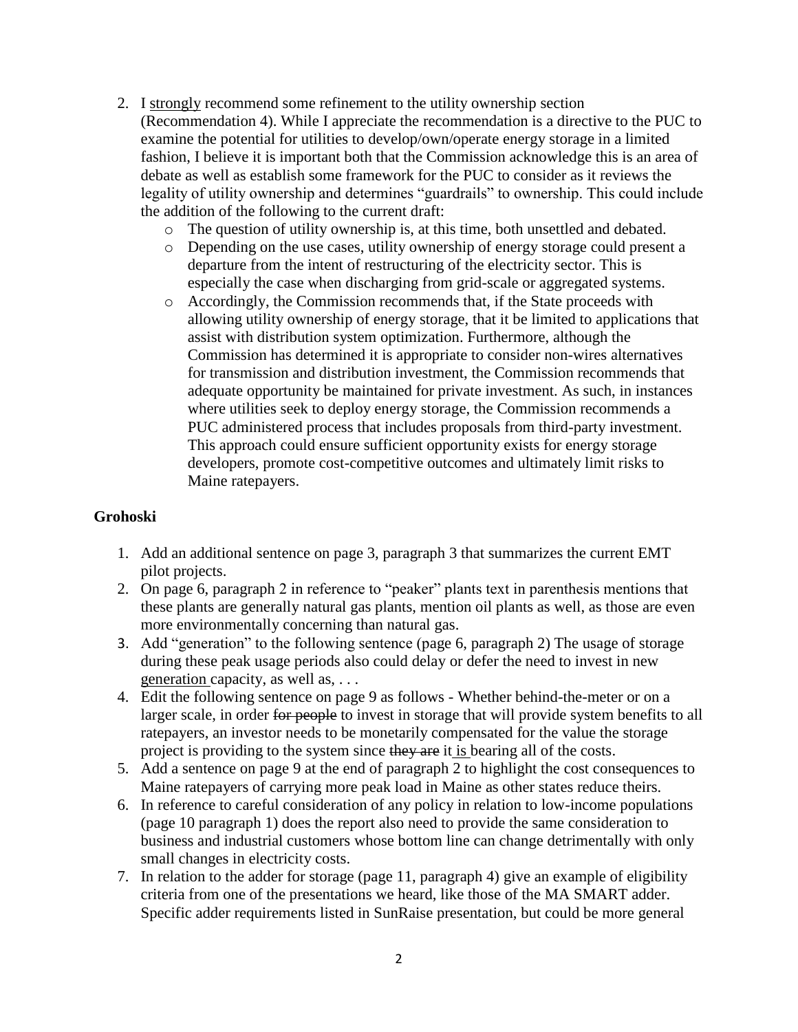2. I <u>strongly</u> recommend some refinement to the utility ownership section (Recommendation 4). While I appreciate the recommendation is a directive to the PUC to examine the potential for utilities to develop/own/operate energy storage in a limited fashion, I believe it is important both that the Commission acknowledge this is an area of debate as well as establish some framework for the PUC to consider as it reviews the legality of utility ownership and determines "guardrails" to ownership. This could include the addition of the following to the current draft:
   - The question of utility ownership is, at this time, both unsettled and debated.
   - Depending on the use cases, utility ownership of energy storage could present a departure from the intent of restructuring of the electricity sector. This is especially the case when discharging from grid-scale or aggregated systems.
   - Accordingly, the Commission recommends that, if the State proceeds with allowing utility ownership of energy storage, that it be limited to applications that assist with distribution system optimization. Furthermore, although the Commission has determined it is appropriate to consider non-wires alternatives for transmission and distribution investment, the Commission recommends that adequate opportunity be maintained for private investment. As such, in instances where utilities seek to deploy energy storage, the Commission recommends a PUC administered process that includes proposals from third-party investment. This approach could ensure sufficient opportunity exists for energy storage developers, promote cost-competitive outcomes and ultimately limit risks to Maine ratepayers.

**Grohoski**

1. Add an additional sentence on page 3, paragraph 3 that summarizes the current EMT pilot projects.
2. On page 6, paragraph 2 in reference to "peaker" plants text in parenthesis mentions that these plants are generally natural gas plants, mention oil plants as well, as those are even more environmentally concerning than natural gas.
3. Add "generation" to the following sentence (page 6, paragraph 2) The usage of storage during these peak usage periods also could delay or defer the need to invest in new <u>generation</u> capacity, as well as, . . .
4. Edit the following sentence on page 9 as follows - Whether behind-the-meter or on a larger scale, in order ~~for people~~ to invest in storage that will provide system benefits to all ratepayers, an investor needs to be monetarily compensated for the value the storage project is providing to the system since ~~they are~~ it <u>is</u> bearing all of the costs.
5. Add a sentence on page 9 at the end of paragraph 2 to highlight the cost consequences to Maine ratepayers of carrying more peak load in Maine as other states reduce theirs.
6. In reference to careful consideration of any policy in relation to low-income populations (page 10 paragraph 1) does the report also need to provide the same consideration to business and industrial customers whose bottom line can change detrimentally with only small changes in electricity costs.
7. In relation to the adder for storage (page 11, paragraph 4) give an example of eligibility criteria from one of the presentations we heard, like those of the MA SMART adder. Specific adder requirements listed in SunRaise presentation, but could be more general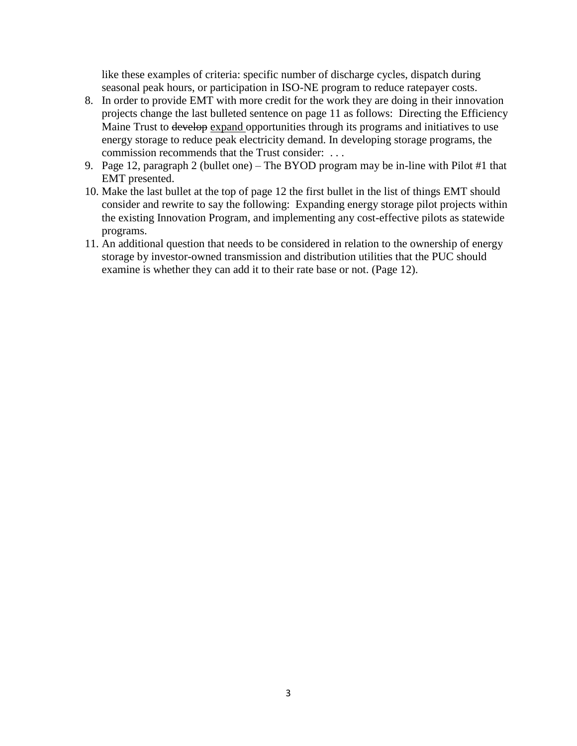like these examples of criteria: specific number of discharge cycles, dispatch during seasonal peak hours, or participation in ISO-NE program to reduce ratepayer costs.

8. In order to provide EMT with more credit for the work they are doing in their innovation projects change the last bulleted sentence on page 11 as follows: Directing the Efficiency Maine Trust to ~~develop~~ <u>expand</u> opportunities through its programs and initiatives to use energy storage to reduce peak electricity demand. In developing storage programs, the commission recommends that the Trust consider: . . .
9. Page 12, paragraph 2 (bullet one) – The BYOD program may be in-line with Pilot #1 that EMT presented.
10. Make the last bullet at the top of page 12 the first bullet in the list of things EMT should consider and rewrite to say the following: Expanding energy storage pilot projects within the existing Innovation Program, and implementing any cost-effective pilots as statewide programs.
11. An additional question that needs to be considered in relation to the ownership of energy storage by investor-owned transmission and distribution utilities that the PUC should examine is whether they can add it to their rate base or not. (Page 12).